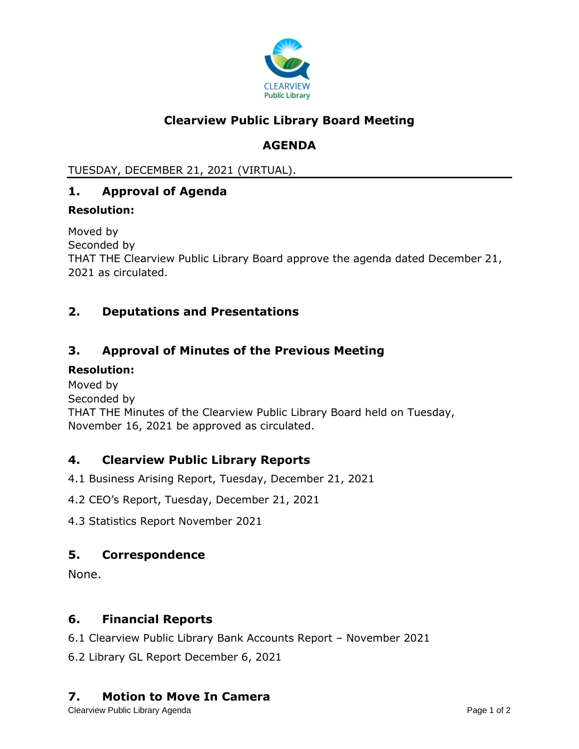# Clearview Public Library Board Meeting

## AGENDA

TUESDAY, DECEMBER 21, 2021 (VIRTUAL).

## 1. Approval of Agenda

**Resolution:**

Moved by
Seconded by
THAT THE Clearview Public Library Board approve the agenda dated December 21, 2021 as circulated.

## 2. Deputations and Presentations

## 3. Approval of Minutes of the Previous Meeting

**Resolution:**
Moved by
Seconded by
THAT THE Minutes of the Clearview Public Library Board held on Tuesday, November 16, 2021 be approved as circulated.

## 4. Clearview Public Library Reports

4.1 Business Arising Report, Tuesday, December 21, 2021

4.2 CEO's Report, Tuesday, December 21, 2021

4.3 Statistics Report November 2021

## 5. Correspondence

None.

## 6. Financial Reports

6.1 Clearview Public Library Bank Accounts Report – November 2021

6.2 Library GL Report December 6, 2021

## 7. Motion to Move In Camera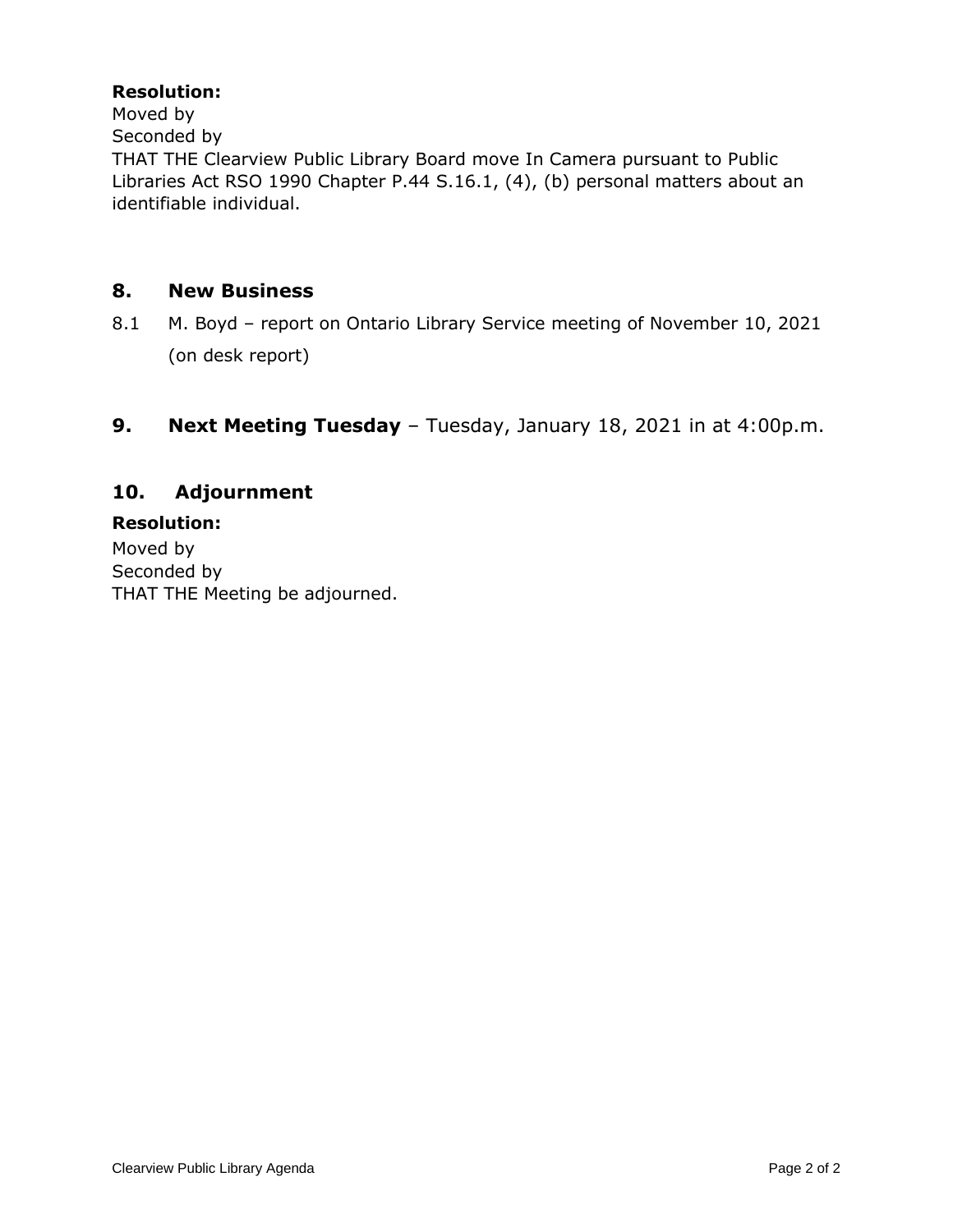**Resolution:**
Moved by
Seconded by
THAT THE Clearview Public Library Board move In Camera pursuant to Public Libraries Act RSO 1990 Chapter P.44 S.16.1, (4), (b) personal matters about an identifiable individual.

## 8. New Business

8.1 M. Boyd – report on Ontario Library Service meeting of November 10, 2021 (on desk report)

## 9. Next Meeting Tuesday – Tuesday, January 18, 2021 in at 4:00p.m.

## 10. Adjournment

**Resolution:**
Moved by
Seconded by
THAT THE Meeting be adjourned.